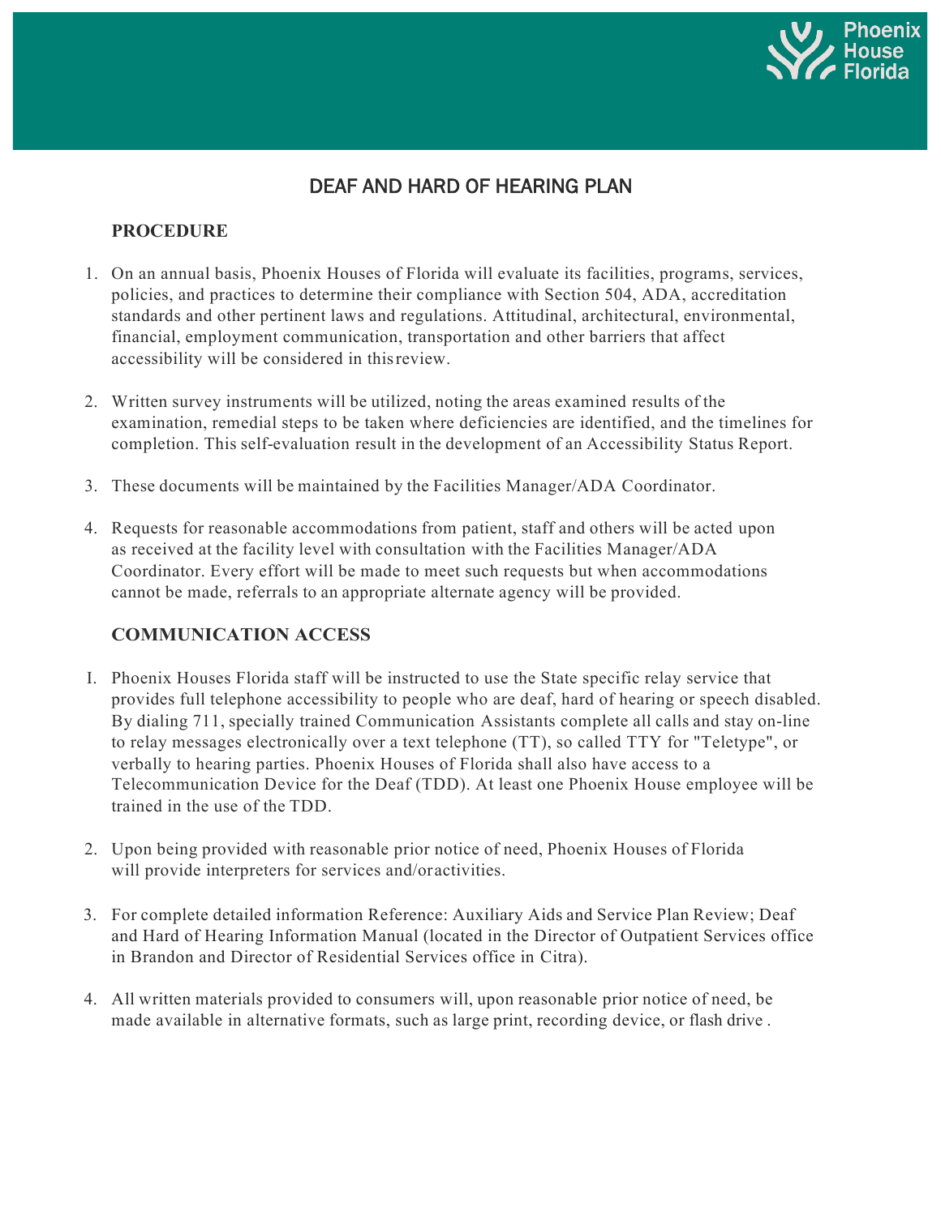# DEAF AND HARD OF HEARING PLAN

## PROCEDURE

1. On an annual basis, Phoenix Houses of Florida will evaluate its facilities, programs, services, policies, and practices to determine their compliance with Section 504, ADA, accreditation standards and other pertinent laws and regulations. Attitudinal, architectural, environmental, financial, employment communication, transportation and other barriers that affect accessibility will be considered in this review.

2. Written survey instruments will be utilized, noting the areas examined results of the examination, remedial steps to be taken where deficiencies are identified, and the timelines for completion. This self-evaluation result in the development of an Accessibility Status Report.

3. These documents will be maintained by the Facilities Manager/ADA Coordinator.

4. Requests for reasonable accommodations from patient, staff and others will be acted upon as received at the facility level with consultation with the Facilities Manager/ADA Coordinator. Every effort will be made to meet such requests but when accommodations cannot be made, referrals to an appropriate alternate agency will be provided.

## COMMUNICATION ACCESS

I. Phoenix Houses Florida staff will be instructed to use the State specific relay service that provides full telephone accessibility to people who are deaf, hard of hearing or speech disabled. By dialing 711, specially trained Communication Assistants complete all calls and stay on-line to relay messages electronically over a text telephone (TT), so called TTY for "Teletype", or verbally to hearing parties. Phoenix Houses of Florida shall also have access to a Telecommunication Device for the Deaf (TDD). At least one Phoenix House employee will be trained in the use of the TDD.

2. Upon being provided with reasonable prior notice of need, Phoenix Houses of Florida will provide interpreters for services and/or activities.

3. For complete detailed information Reference: Auxiliary Aids and Service Plan Review; Deaf and Hard of Hearing Information Manual (located in the Director of Outpatient Services office in Brandon and Director of Residential Services office in Citra).

4. All written materials provided to consumers will, upon reasonable prior notice of need, be made available in alternative formats, such as large print, recording device, or flash drive .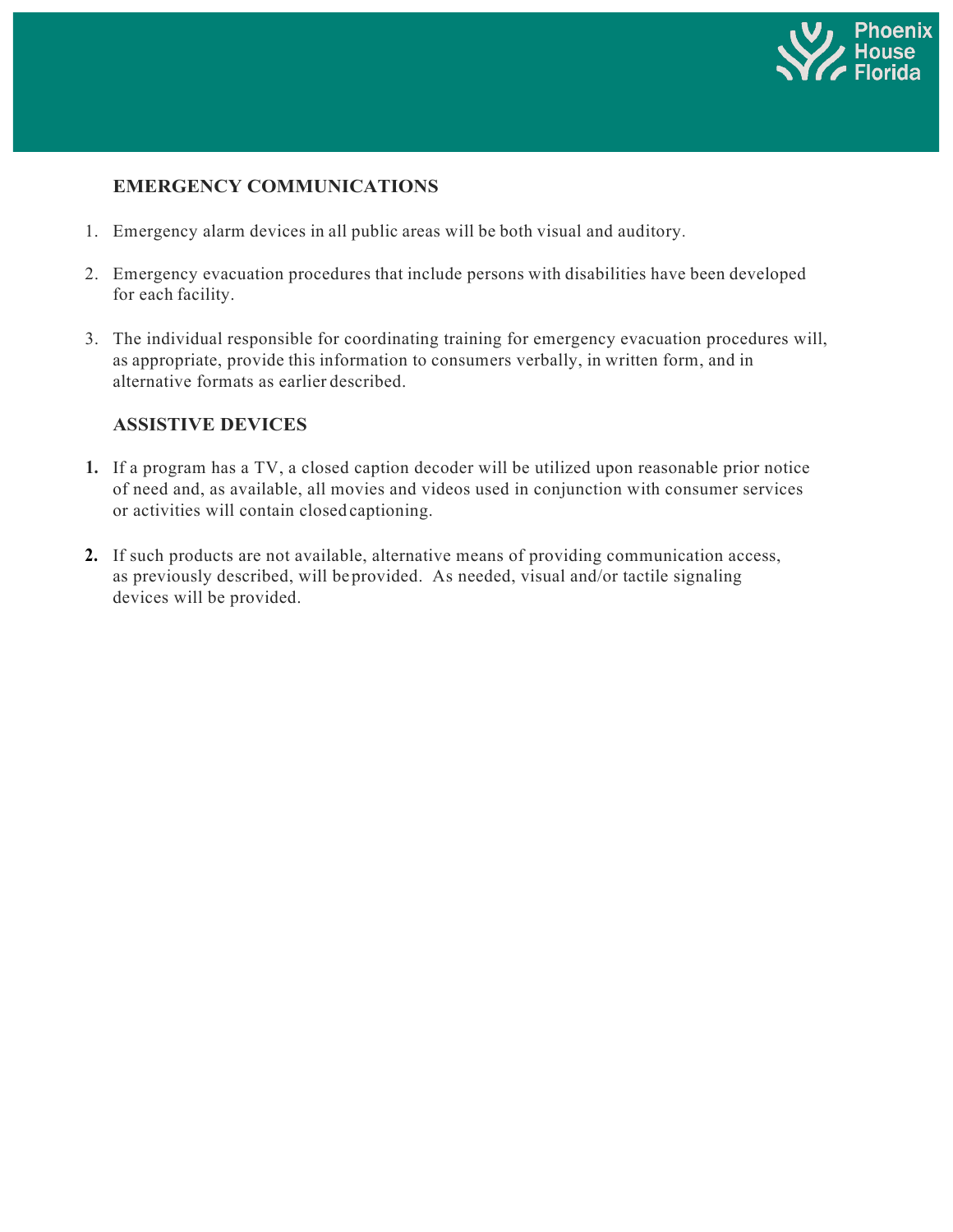## EMERGENCY COMMUNICATIONS

1. Emergency alarm devices in all public areas will be both visual and auditory.

2. Emergency evacuation procedures that include persons with disabilities have been developed for each facility.

3. The individual responsible for coordinating training for emergency evacuation procedures will, as appropriate, provide this information to consumers verbally, in written form, and in alternative formats as earlier described.

## ASSISTIVE DEVICES

**1.** If a program has a TV, a closed caption decoder will be utilized upon reasonable prior notice of need and, as available, all movies and videos used in conjunction with consumer services or activities will contain closed captioning.

**2.** If such products are not available, alternative means of providing communication access, as previously described, will be provided. As needed, visual and/or tactile signaling devices will be provided.